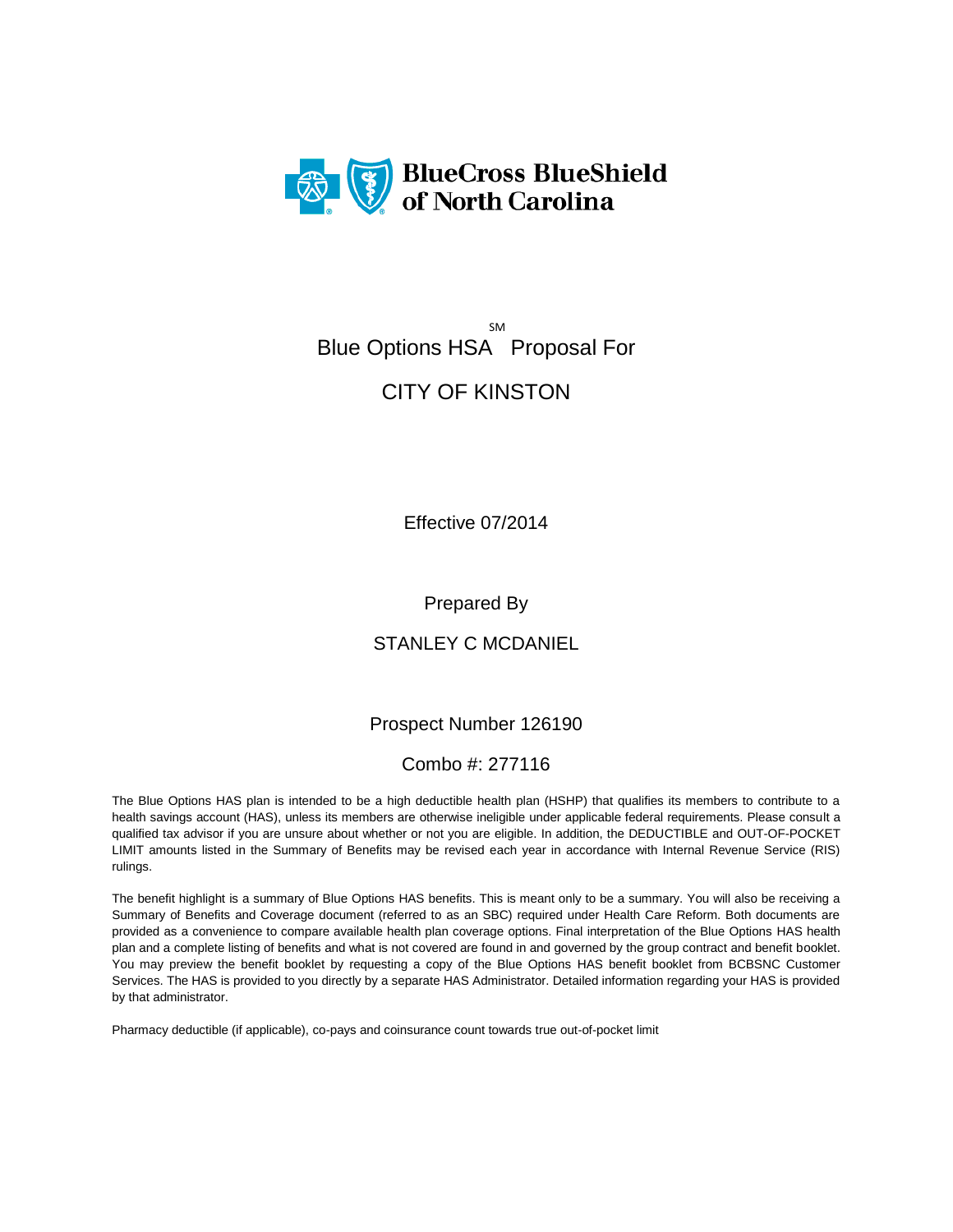BlueCross BlueShield of North Carolina

# Blue Options HSA℠ Proposal For

# CITY OF KINSTON

Effective 07/2014

Prepared By

STANLEY C MCDANIEL

Prospect Number 126190

Combo #: 277116

The Blue Options HAS plan is intended to be a high deductible health plan (HSHP) that qualifies its members to contribute to a health savings account (HAS), unless its members are otherwise ineligible under applicable federal requirements. Please consult a qualified tax advisor if you are unsure about whether or not you are eligible. In addition, the DEDUCTIBLE and OUT-OF-POCKET LIMIT amounts listed in the Summary of Benefits may be revised each year in accordance with Internal Revenue Service (RIS) rulings.

The benefit highlight is a summary of Blue Options HAS benefits. This is meant only to be a summary. You will also be receiving a Summary of Benefits and Coverage document (referred to as an SBC) required under Health Care Reform. Both documents are provided as a convenience to compare available health plan coverage options. Final interpretation of the Blue Options HAS health plan and a complete listing of benefits and what is not covered are found in and governed by the group contract and benefit booklet. You may preview the benefit booklet by requesting a copy of the Blue Options HAS benefit booklet from BCBSNC Customer Services. The HAS is provided to you directly by a separate HAS Administrator. Detailed information regarding your HAS is provided by that administrator.

Pharmacy deductible (if applicable), co-pays and coinsurance count towards true out-of-pocket limit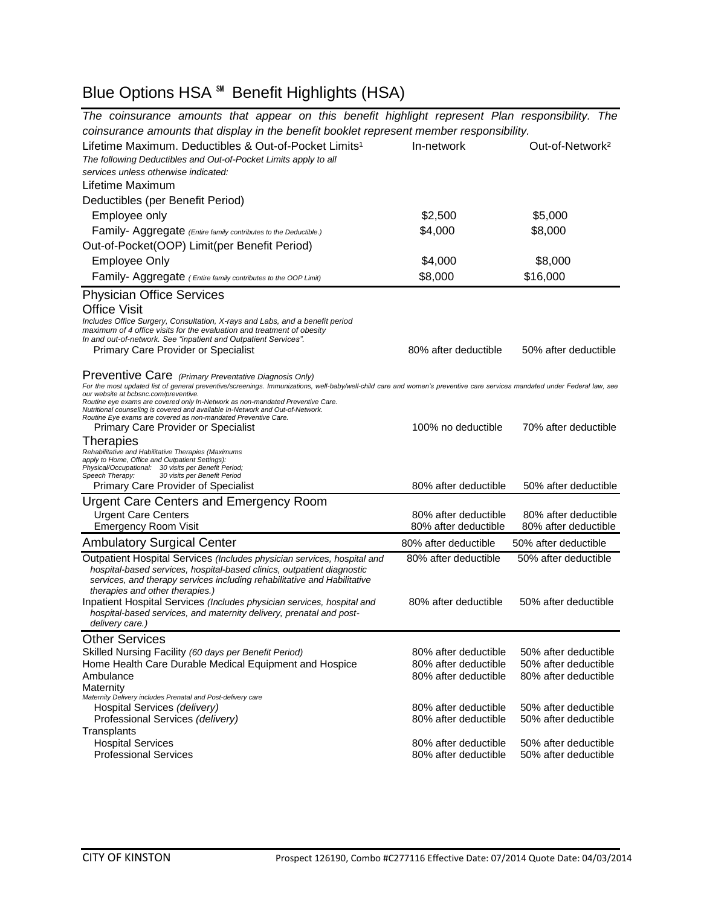# Blue Options HSA ℠ Benefit Highlights (HSA)

*The coinsurance amounts that appear on this benefit highlight represent Plan responsibility. The coinsurance amounts that display in the benefit booklet represent member responsibility.*

| Lifetime Maximum. Deductibles & Out-of-Pocket Limits[1] | In-network | Out-of-Network[2] |
|---|---|---|
| *The following Deductibles and Out-of-Pocket Limits apply to all services unless otherwise indicated:* | | |
| Lifetime Maximum | | |
| Deductibles (per Benefit Period) | | |
| Employee only | $2,500 | $5,000 |
| Family- Aggregate *(Entire family contributes to the Deductible.)* | $4,000 | $8,000 |
| Out-of-Pocket(OOP) Limit(per Benefit Period) | | |
| Employee Only | $4,000 | $8,000 |
| Family- Aggregate *( Entire family contributes to the OOP Limit)* | $8,000 | $16,000 |

## Physician Office Services

### Office Visit

*Includes Office Surgery, Consultation, X-rays and Labs, and a benefit period maximum of 4 office visits for the evaluation and treatment of obesity In and out-of-network. See "inpatient and Outpatient Services".*

| | In-network | Out-of-Network |
|---|---|---|
| Primary Care Provider or Specialist | 80% after deductible | 50% after deductible |

### Preventive Care *(Primary Preventative Diagnosis Only)*

*For the most updated list of general preventive/screenings. Immunizations, well-baby/well-child care and women's preventive care services mandated under Federal law, see our website at bcbsnc.com/preventive.*
*Routine eye exams are covered only In-Network as non-mandated Preventive Care.*
*Nutritional counseling is covered and available In-Network and Out-of-Network.*
*Routine Eye exams are covered as non-mandated Preventive Care.*

| | In-network | Out-of-Network |
|---|---|---|
| Primary Care Provider or Specialist | 100% no deductible | 70% after deductible |

### Therapies

*Rehabilitative and Habilitative Therapies (Maximums apply to Home, Office and Outpatient Settings):*
*Physical/Occupational: 30 visits per Benefit Period;*
*Speech Therapy: 30 visits per Benefit Period*

| | In-network | Out-of-Network |
|---|---|---|
| Primary Care Provider of Specialist | 80% after deductible | 50% after deductible |

## Urgent Care Centers and Emergency Room

| | In-network | Out-of-Network |
|---|---|---|
| Urgent Care Centers | 80% after deductible | 80% after deductible |
| Emergency Room Visit | 80% after deductible | 80% after deductible |

## Ambulatory Surgical Center

| | In-network | Out-of-Network |
|---|---|---|
| Ambulatory Surgical Center | 80% after deductible | 50% after deductible |
| Outpatient Hospital Services *(Includes physician services, hospital and hospital-based services, hospital-based clinics, outpatient diagnostic services, and therapy services including rehabilitative and Habilitative therapies and other therapies.)* | 80% after deductible | 50% after deductible |
| Inpatient Hospital Services *(Includes physician services, hospital and hospital-based services, and maternity delivery, prenatal and post-delivery care.)* | 80% after deductible | 50% after deductible |

## Other Services

| | In-network | Out-of-Network |
|---|---|---|
| Skilled Nursing Facility *(60 days per Benefit Period)* | 80% after deductible | 50% after deductible |
| Home Health Care Durable Medical Equipment and Hospice | 80% after deductible | 50% after deductible |
| Ambulance | 80% after deductible | 80% after deductible |
| Maternity *(Maternity Delivery includes Prenatal and Post-delivery care)* | | |
| Hospital Services *(delivery)* | 80% after deductible | 50% after deductible |
| Professional Services *(delivery)* | 80% after deductible | 50% after deductible |
| Transplants | | |
| Hospital Services | 80% after deductible | 50% after deductible |
| Professional Services | 80% after deductible | 50% after deductible |

CITY OF KINSTON — Prospect 126190, Combo #C277116 Effective Date: 07/2014 Quote Date: 04/03/2014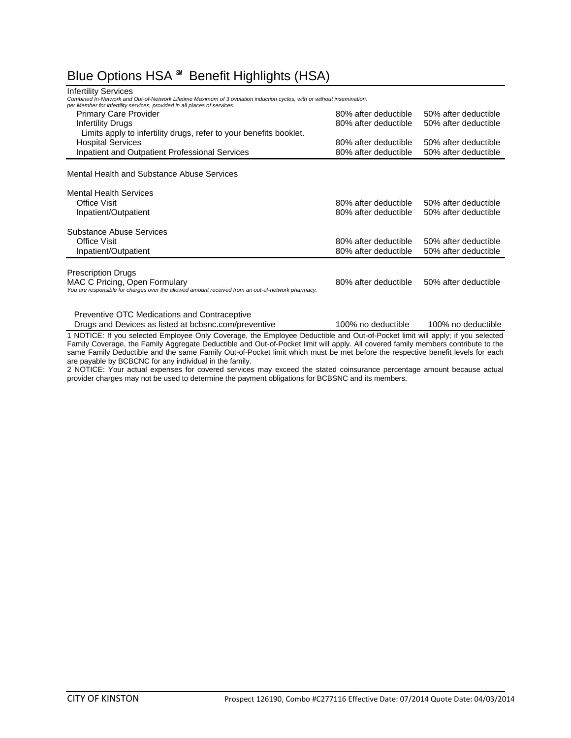# Blue Options HSA ℠ Benefit Highlights (HSA)

| Infertility Services | | |
|---|---|---|
| *Combined In-Network and Out-of-Network Lifetime Maximum of 3 ovulation induction cycles, with or without insemination, per Member for infertility services, provided in all places of services.* | | |
| Primary Care Provider | 80% after deductible | 50% after deductible |
| Infertility Drugs | 80% after deductible | 50% after deductible |
| Limits apply to infertility drugs, refer to your benefits booklet. | | |
| Hospital Services | 80% after deductible | 50% after deductible |
| Inpatient and Outpatient Professional Services | 80% after deductible | 50% after deductible |

| Mental Health and Substance Abuse Services | | |
|---|---|---|
| **Mental Health Services** | | |
| Office Visit | 80% after deductible | 50% after deductible |
| Inpatient/Outpatient | 80% after deductible | 50% after deductible |
| **Substance Abuse Services** | | |
| Office Visit | 80% after deductible | 50% after deductible |
| Inpatient/Outpatient | 80% after deductible | 50% after deductible |

| Prescription Drugs | | |
|---|---|---|
| MAC C Pricing, Open Formulary<br>*You are responsible for charges over the allowed amount received from an out-of-network pharmacy.* | 80% after deductible | 50% after deductible |
| Preventive OTC Medications and Contraceptive Drugs and Devices as listed at bcbsnc.com/preventive | 100% no deductible | 100% no deductible |

1 NOTICE: If you selected Employee Only Coverage, the Employee Deductible and Out-of-Pocket limit will apply; if you selected Family Coverage, the Family Aggregate Deductible and Out-of-Pocket limit will apply. All covered family members contribute to the same Family Deductible and the same Family Out-of-Pocket limit which must be met before the respective benefit levels for each are payable by BCBCNC for any individual in the family.

2 NOTICE: Your actual expenses for covered services may exceed the stated coinsurance percentage amount because actual provider charges may not be used to determine the payment obligations for BCBSNC and its members.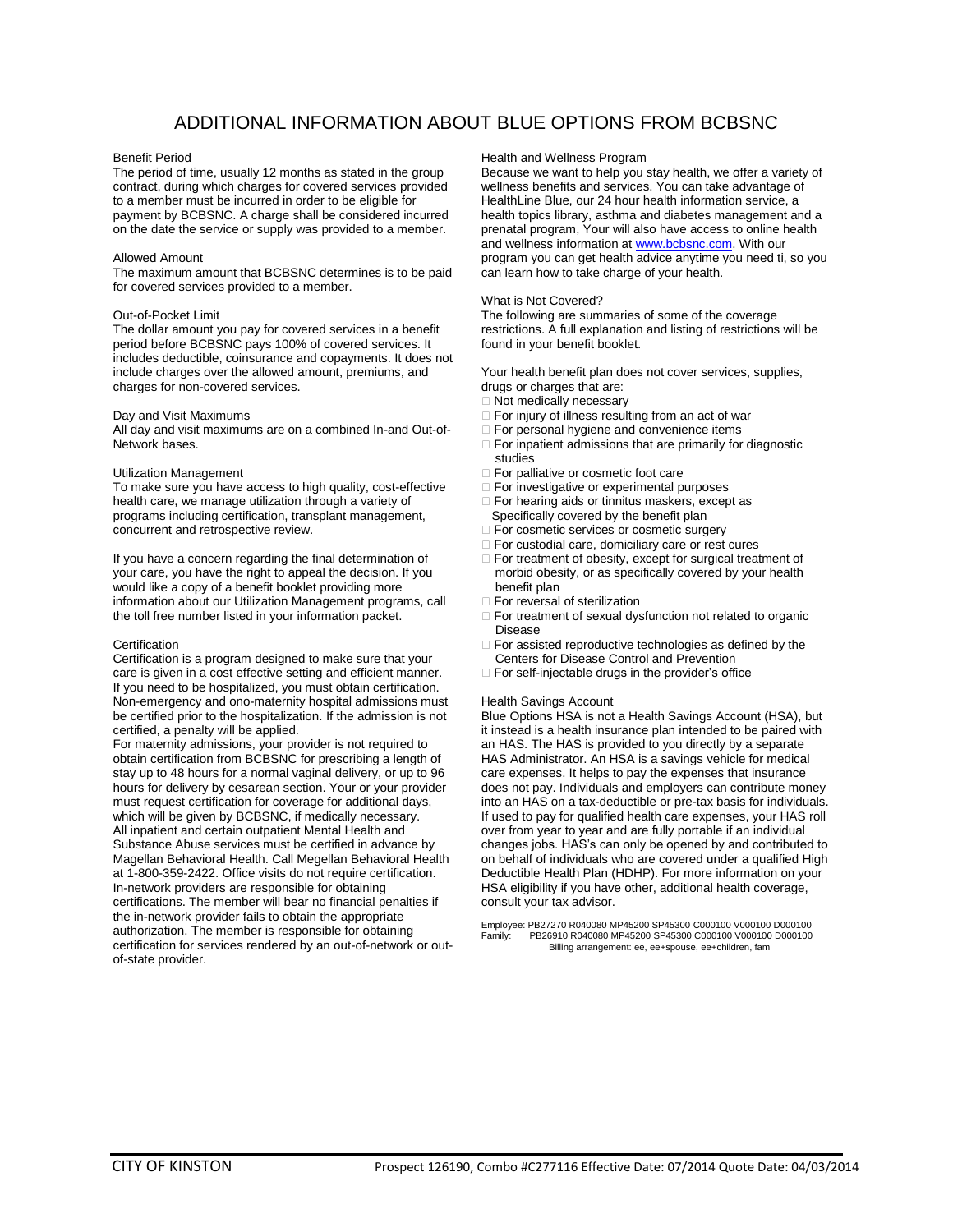# ADDITIONAL INFORMATION ABOUT BLUE OPTIONS FROM BCBSNC

Benefit Period
The period of time, usually 12 months as stated in the group contract, during which charges for covered services provided to a member must be incurred in order to be eligible for payment by BCBSNC. A charge shall be considered incurred on the date the service or supply was provided to a member.

Allowed Amount
The maximum amount that BCBSNC determines is to be paid for covered services provided to a member.

Out-of-Pocket Limit
The dollar amount you pay for covered services in a benefit period before BCBSNC pays 100% of covered services. It includes deductible, coinsurance and copayments. It does not include charges over the allowed amount, premiums, and charges for non-covered services.

Day and Visit Maximums
All day and visit maximums are on a combined In-and Out-of-Network bases.

Utilization Management
To make sure you have access to high quality, cost-effective health care, we manage utilization through a variety of programs including certification, transplant management, concurrent and retrospective review.

If you have a concern regarding the final determination of your care, you have the right to appeal the decision. If you would like a copy of a benefit booklet providing more information about our Utilization Management programs, call the toll free number listed in your information packet.

Certification
Certification is a program designed to make sure that your care is given in a cost effective setting and efficient manner. If you need to be hospitalized, you must obtain certification. Non-emergency and ono-maternity hospital admissions must be certified prior to the hospitalization. If the admission is not certified, a penalty will be applied.
For maternity admissions, your provider is not required to obtain certification from BCBSNC for prescribing a length of stay up to 48 hours for a normal vaginal delivery, or up to 96 hours for delivery by cesarean section. Your or your provider must request certification for coverage for additional days, which will be given by BCBSNC, if medically necessary.
All inpatient and certain outpatient Mental Health and Substance Abuse services must be certified in advance by Magellan Behavioral Health. Call Megellan Behavioral Health at 1-800-359-2422. Office visits do not require certification.
In-network providers are responsible for obtaining certifications. The member will bear no financial penalties if the in-network provider fails to obtain the appropriate authorization. The member is responsible for obtaining certification for services rendered by an out-of-network or out-of-state provider.

Health and Wellness Program
Because we want to help you stay health, we offer a variety of wellness benefits and services. You can take advantage of HealthLine Blue, our 24 hour health information service, a health topics library, asthma and diabetes management and a prenatal program, Your will also have access to online health and wellness information at www.bcbsnc.com. With our program you can get health advice anytime you need ti, so you can learn how to take charge of your health.

What is Not Covered?
The following are summaries of some of the coverage restrictions. A full explanation and listing of restrictions will be found in your benefit booklet.

Your health benefit plan does not cover services, supplies, drugs or charges that are:

- Not medically necessary
- For injury of illness resulting from an act of war
- For personal hygiene and convenience items
- For inpatient admissions that are primarily for diagnostic studies
- For palliative or cosmetic foot care
- For investigative or experimental purposes
- For hearing aids or tinnitus maskers, except as Specifically covered by the benefit plan
- For cosmetic services or cosmetic surgery
- For custodial care, domiciliary care or rest cures
- For treatment of obesity, except for surgical treatment of morbid obesity, or as specifically covered by your health benefit plan
- For reversal of sterilization
- For treatment of sexual dysfunction not related to organic Disease
- For assisted reproductive technologies as defined by the Centers for Disease Control and Prevention
- For self-injectable drugs in the provider's office

Health Savings Account
Blue Options HSA is not a Health Savings Account (HSA), but it instead is a health insurance plan intended to be paired with an HAS. The HAS is provided to you directly by a separate HAS Administrator. An HSA is a savings vehicle for medical care expenses. It helps to pay the expenses that insurance does not pay. Individuals and employers can contribute money into an HAS on a tax-deductible or pre-tax basis for individuals. If used to pay for qualified health care expenses, your HAS roll over from year to year and are fully portable if an individual changes jobs. HAS's can only be opened by and contributed to on behalf of individuals who are covered under a qualified High Deductible Health Plan (HDHP). For more information on your HSA eligibility if you have other, additional health coverage, consult your tax advisor.

Employee: PB27270 R040080 MP45200 SP45300 C000100 V000100 D000100
Family: PB26910 R040080 MP45200 SP45300 C000100 V000100 D000100
Billing arrangement: ee, ee+spouse, ee+children, fam

CITY OF KINSTON — Prospect 126190, Combo #C277116 Effective Date: 07/2014 Quote Date: 04/03/2014